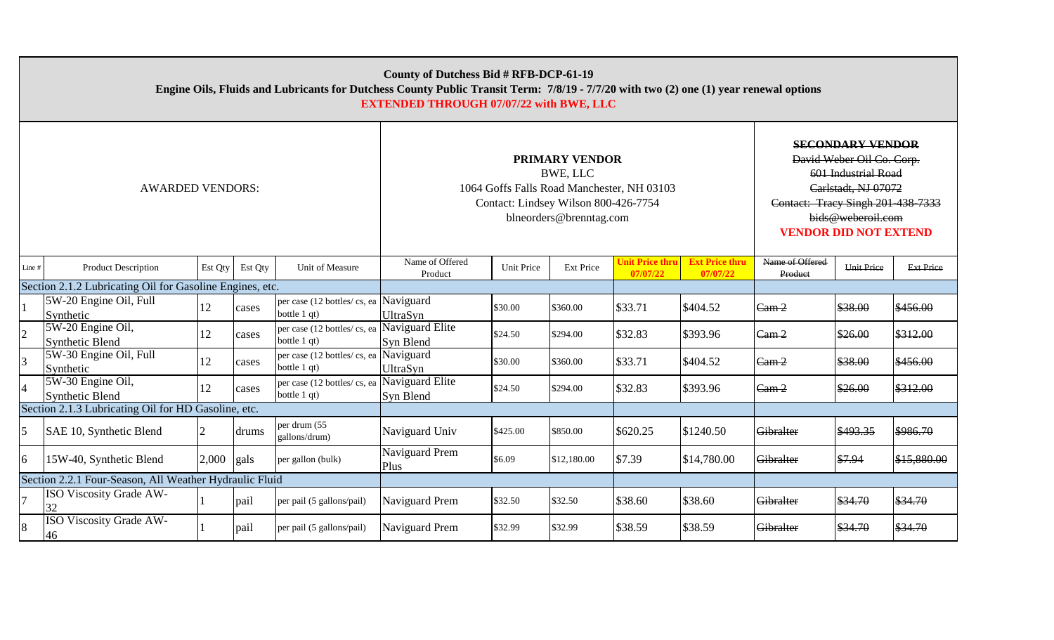**County of Dutchess Bid # RFB-DCP-61-19**

**Engine Oils, Fluids and Lubricants for Dutchess County Public Transit Term: 7/8/19 - 7/7/20 with two (2) one (1) year renewal options**

**EXTENDED THROUGH 07/07/22 with BWE, LLC**

| AWARDED VENDORS: | | | | | PRIMARY VENDOR | | | | | SECONDARY VENDOR | | |
|---|---|---|---|---|---|---|---|---|---|---|---|---|
| | | | | | **PRIMARY VENDOR**<br>BWE, LLC<br>1064 Goffs Falls Road Manchester, NH 03103<br>Contact: Lindsey Wilson 800-426-7754<br>blneorders@brenntag.com | | | | | ~~**SECONDARY VENDOR**~~<br>~~David Weber Oil Co. Corp.~~<br>~~601 Industrial Road~~<br>~~Carlstadt, NJ 07072~~<br>~~Contact: Tracy Singh 201-438-7333~~<br>~~bids@weberoil.com~~<br>**VENDOR DID NOT EXTEND** | | |
| Line # | Product Description | Est Qty | Est Qty | Unit of Measure | Name of Offered Product | Unit Price | Ext Price | Unit Price thru 07/07/22 | Ext Price thru 07/07/22 | ~~Name of Offered Product~~ | ~~Unit Price~~ | ~~Ext Price~~ |
| Section 2.1.2 Lubricating Oil for Gasoline Engines, etc. | | | | | | | | | | | | |
| 1 | 5W-20 Engine Oil, Full Synthetic | 12 | cases | per case (12 bottles/ cs, ea bottle 1 qt) | Naviguard UltraSyn | $30.00 | $360.00 | $33.71 | $404.52 | ~~Cam 2~~ | ~~$38.00~~ | ~~$456.00~~ |
| 2 | 5W-20 Engine Oil, Synthetic Blend | 12 | cases | per case (12 bottles/ cs, ea bottle 1 qt) | Naviguard Elite Syn Blend | $24.50 | $294.00 | $32.83 | $393.96 | ~~Cam 2~~ | ~~$26.00~~ | ~~$312.00~~ |
| 3 | 5W-30 Engine Oil, Full Synthetic | 12 | cases | per case (12 bottles/ cs, ea bottle 1 qt) | Naviguard UltraSyn | $30.00 | $360.00 | $33.71 | $404.52 | ~~Cam 2~~ | ~~$38.00~~ | ~~$456.00~~ |
| 4 | 5W-30 Engine Oil, Synthetic Blend | 12 | cases | per case (12 bottles/ cs, ea bottle 1 qt) | Naviguard Elite Syn Blend | $24.50 | $294.00 | $32.83 | $393.96 | ~~Cam 2~~ | ~~$26.00~~ | ~~$312.00~~ |
| Section 2.1.3 Lubricating Oil for HD Gasoline, etc. | | | | | | | | | | | | |
| 5 | SAE 10, Synthetic Blend | 2 | drums | per drum (55 gallons/drum) | Naviguard Univ | $425.00 | $850.00 | $620.25 | $1240.50 | ~~Gibralter~~ | ~~$493.35~~ | ~~$986.70~~ |
| 6 | 15W-40, Synthetic Blend | 2,000 | gals | per gallon (bulk) | Naviguard Prem Plus | $6.09 | $12,180.00 | $7.39 | $14,780.00 | ~~Gibralter~~ | ~~$7.94~~ | ~~$15,880.00~~ |
| Section 2.2.1 Four-Season, All Weather Hydraulic Fluid | | | | | | | | | | | | |
| 7 | ISO Viscosity Grade AW-32 | 1 | pail | per pail (5 gallons/pail) | Naviguard Prem | $32.50 | $32.50 | $38.60 | $38.60 | ~~Gibralter~~ | ~~$34.70~~ | ~~$34.70~~ |
| 8 | ISO Viscosity Grade AW-46 | 1 | pail | per pail (5 gallons/pail) | Naviguard Prem | $32.99 | $32.99 | $38.59 | $38.59 | ~~Gibralter~~ | ~~$34.70~~ | ~~$34.70~~ |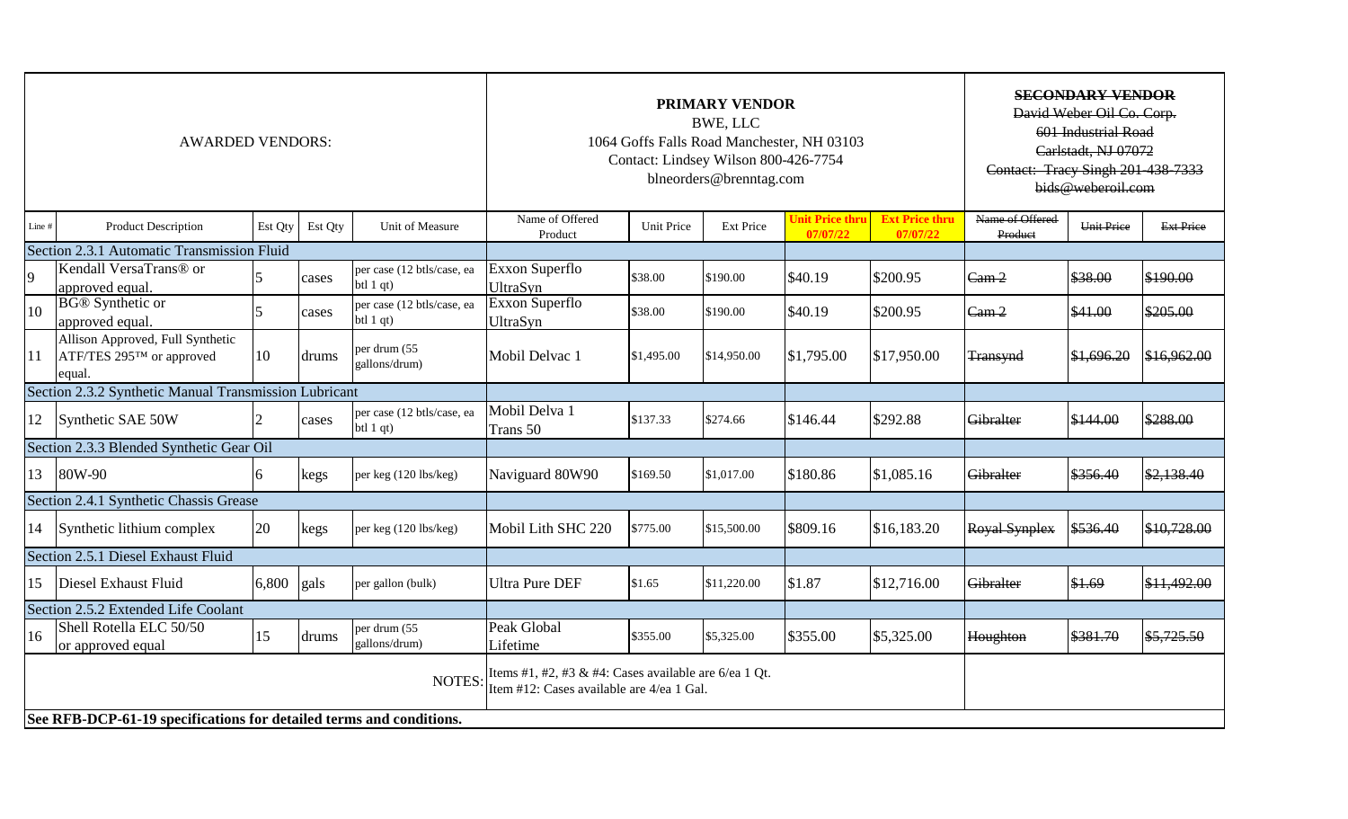| AWARDED VENDORS: | | | | | PRIMARY VENDOR<br>BWE, LLC<br>1064 Goffs Falls Road Manchester, NH 03103<br>Contact: Lindsey Wilson 800-426-7754<br>blneorders@brenntag.com | | | | | ~~SECONDARY VENDOR~~<br>~~David Weber Oil Co. Corp.~~<br>~~601 Industrial Road~~<br>~~Carlstadt, NJ 07072~~<br>~~Contact: Tracy Singh 201-438-7333~~<br>~~bids@weberoil.com~~ | | |
|---|---|---|---|---|---|---|---|---|---|---|---|---|
| Line # | Product Description | Est Qty | Est Qty | Unit of Measure | Name of Offered Product | Unit Price | Ext Price | Unit Price thru 07/07/22 | Ext Price thru 07/07/22 | ~~Name of Offered Product~~ | ~~Unit Price~~ | ~~Ext Price~~ |
| Section 2.3.1 Automatic Transmission Fluid | | | | | | | | | | | | |
| 9 | Kendall VersaTrans® or approved equal. | 5 | cases | per case (12 btls/case, ea btl 1 qt) | Exxon Superflo UltraSyn | $38.00 | $190.00 | $40.19 | $200.95 | ~~Cam 2~~ | ~~$38.00~~ | ~~$190.00~~ |
| 10 | BG® Synthetic or approved equal. | 5 | cases | per case (12 btls/case, ea btl 1 qt) | Exxon Superflo UltraSyn | $38.00 | $190.00 | $40.19 | $200.95 | ~~Cam 2~~ | ~~$41.00~~ | ~~$205.00~~ |
| 11 | Allison Approved, Full Synthetic ATF/TES 295™ or approved equal. | 10 | drums | per drum (55 gallons/drum) | Mobil Delvac 1 | $1,495.00 | $14,950.00 | $1,795.00 | $17,950.00 | ~~Transynd~~ | ~~$1,696.20~~ | ~~$16,962.00~~ |
| Section 2.3.2 Synthetic Manual Transmission Lubricant | | | | | | | | | | | | |
| 12 | Synthetic SAE 50W | 2 | cases | per case (12 btls/case, ea btl 1 qt) | Mobil Delva 1 Trans 50 | $137.33 | $274.66 | $146.44 | $292.88 | ~~Gibralter~~ | ~~$144.00~~ | ~~$288.00~~ |
| Section 2.3.3 Blended Synthetic Gear Oil | | | | | | | | | | | | |
| 13 | 80W-90 | 6 | kegs | per keg (120 lbs/keg) | Naviguard 80W90 | $169.50 | $1,017.00 | $180.86 | $1,085.16 | ~~Gibralter~~ | ~~$356.40~~ | ~~$2,138.40~~ |
| Section 2.4.1 Synthetic Chassis Grease | | | | | | | | | | | | |
| 14 | Synthetic lithium complex | 20 | kegs | per keg (120 lbs/keg) | Mobil Lith SHC 220 | $775.00 | $15,500.00 | $809.16 | $16,183.20 | ~~Royal Synplex~~ | ~~$536.40~~ | ~~$10,728.00~~ |
| Section 2.5.1 Diesel Exhaust Fluid | | | | | | | | | | | | |
| 15 | Diesel Exhaust Fluid | 6,800 | gals | per gallon (bulk) | Ultra Pure DEF | $1.65 | $11,220.00 | $1.87 | $12,716.00 | ~~Gibralter~~ | ~~$1.69~~ | ~~$11,492.00~~ |
| Section 2.5.2 Extended Life Coolant | | | | | | | | | | | | |
| 16 | Shell Rotella ELC 50/50 or approved equal | 15 | drums | per drum (55 gallons/drum) | Peak Global Lifetime | $355.00 | $5,325.00 | $355.00 | $5,325.00 | ~~Houghton~~ | ~~$381.70~~ | ~~$5,725.50~~ |
| | | | | NOTES: | Items #1, #2, #3 & #4: Cases available are 6/ea 1 Qt.<br>Item #12: Cases available are 4/ea 1 Gal. | | | | | | | |

**See RFB-DCP-61-19 specifications for detailed terms and conditions.**